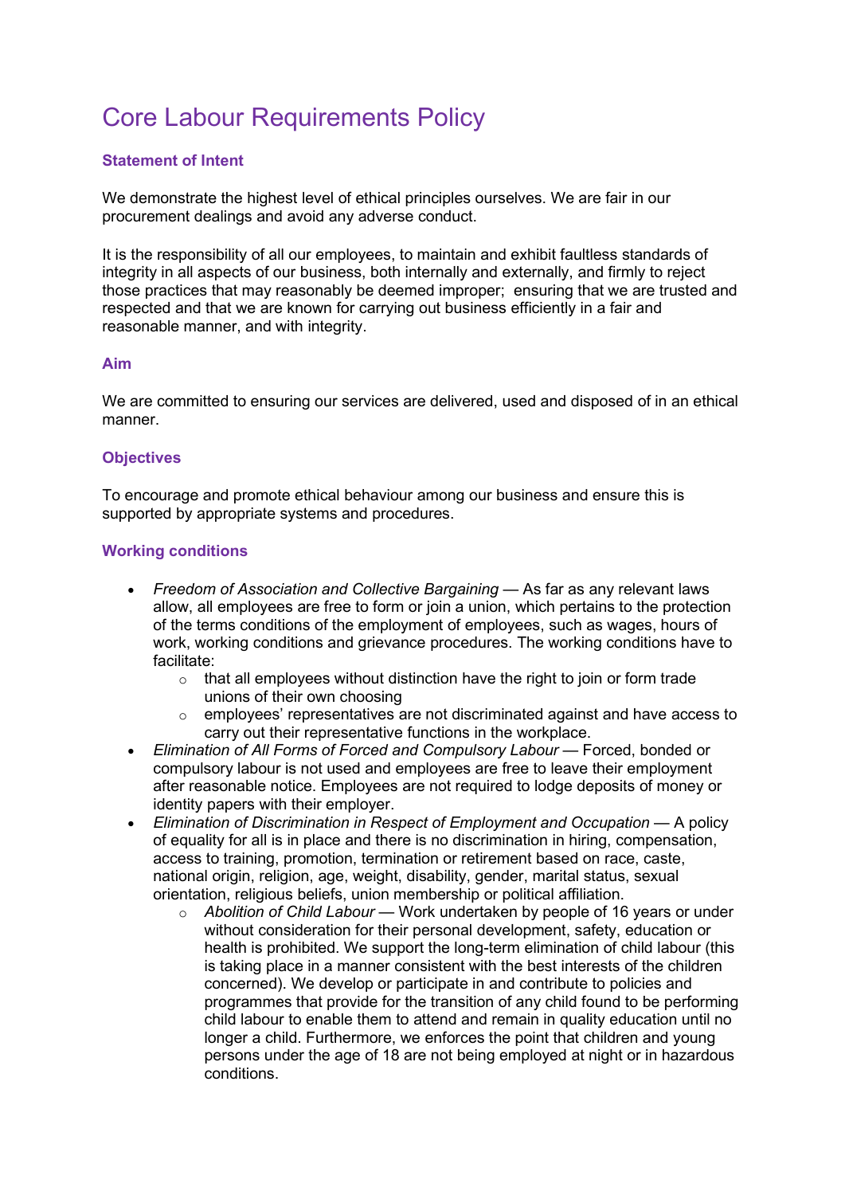# Core Labour Requirements Policy

### Statement of Intent

We demonstrate the highest level of ethical principles ourselves. We are fair in our procurement dealings and avoid any adverse conduct.

It is the responsibility of all our employees, to maintain and exhibit faultless standards of integrity in all aspects of our business, both internally and externally, and firmly to reject those practices that may reasonably be deemed improper; ensuring that we are trusted and respected and that we are known for carrying out business efficiently in a fair and reasonable manner, and with integrity.

### Aim

We are committed to ensuring our services are delivered, used and disposed of in an ethical manner.

### Objectives

To encourage and promote ethical behaviour among our business and ensure this is supported by appropriate systems and procedures.

### Working conditions

- *Freedom of Association and Collective Bargaining* — As far as any relevant laws allow, all employees are free to form or join a union, which pertains to the protection of the terms conditions of the employment of employees, such as wages, hours of work, working conditions and grievance procedures. The working conditions have to facilitate:
  - that all employees without distinction have the right to join or form trade unions of their own choosing
  - employees' representatives are not discriminated against and have access to carry out their representative functions in the workplace.
- *Elimination of All Forms of Forced and Compulsory Labour* — Forced, bonded or compulsory labour is not used and employees are free to leave their employment after reasonable notice. Employees are not required to lodge deposits of money or identity papers with their employer.
- *Elimination of Discrimination in Respect of Employment and Occupation* — A policy of equality for all is in place and there is no discrimination in hiring, compensation, access to training, promotion, termination or retirement based on race, caste, national origin, religion, age, weight, disability, gender, marital status, sexual orientation, religious beliefs, union membership or political affiliation.
  - *Abolition of Child Labour* — Work undertaken by people of 16 years or under without consideration for their personal development, safety, education or health is prohibited. We support the long-term elimination of child labour (this is taking place in a manner consistent with the best interests of the children concerned). We develop or participate in and contribute to policies and programmes that provide for the transition of any child found to be performing child labour to enable them to attend and remain in quality education until no longer a child. Furthermore, we enforces the point that children and young persons under the age of 18 are not being employed at night or in hazardous conditions.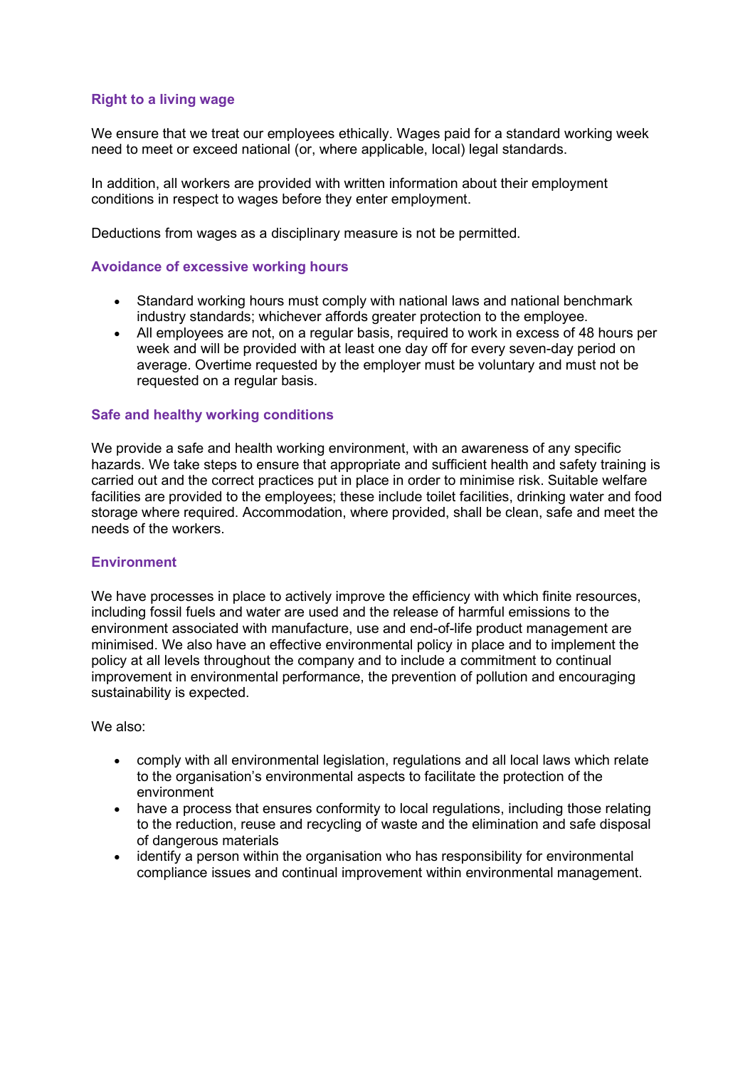### Right to a living wage

We ensure that we treat our employees ethically. Wages paid for a standard working week need to meet or exceed national (or, where applicable, local) legal standards.

In addition, all workers are provided with written information about their employment conditions in respect to wages before they enter employment.

Deductions from wages as a disciplinary measure is not be permitted.

### Avoidance of excessive working hours

- Standard working hours must comply with national laws and national benchmark industry standards; whichever affords greater protection to the employee.
- All employees are not, on a regular basis, required to work in excess of 48 hours per week and will be provided with at least one day off for every seven-day period on average. Overtime requested by the employer must be voluntary and must not be requested on a regular basis.

### Safe and healthy working conditions

We provide a safe and health working environment, with an awareness of any specific hazards. We take steps to ensure that appropriate and sufficient health and safety training is carried out and the correct practices put in place in order to minimise risk. Suitable welfare facilities are provided to the employees; these include toilet facilities, drinking water and food storage where required. Accommodation, where provided, shall be clean, safe and meet the needs of the workers.

### Environment

We have processes in place to actively improve the efficiency with which finite resources, including fossil fuels and water are used and the release of harmful emissions to the environment associated with manufacture, use and end-of-life product management are minimised. We also have an effective environmental policy in place and to implement the policy at all levels throughout the company and to include a commitment to continual improvement in environmental performance, the prevention of pollution and encouraging sustainability is expected.

We also:

- comply with all environmental legislation, regulations and all local laws which relate to the organisation's environmental aspects to facilitate the protection of the environment
- have a process that ensures conformity to local regulations, including those relating to the reduction, reuse and recycling of waste and the elimination and safe disposal of dangerous materials
- identify a person within the organisation who has responsibility for environmental compliance issues and continual improvement within environmental management.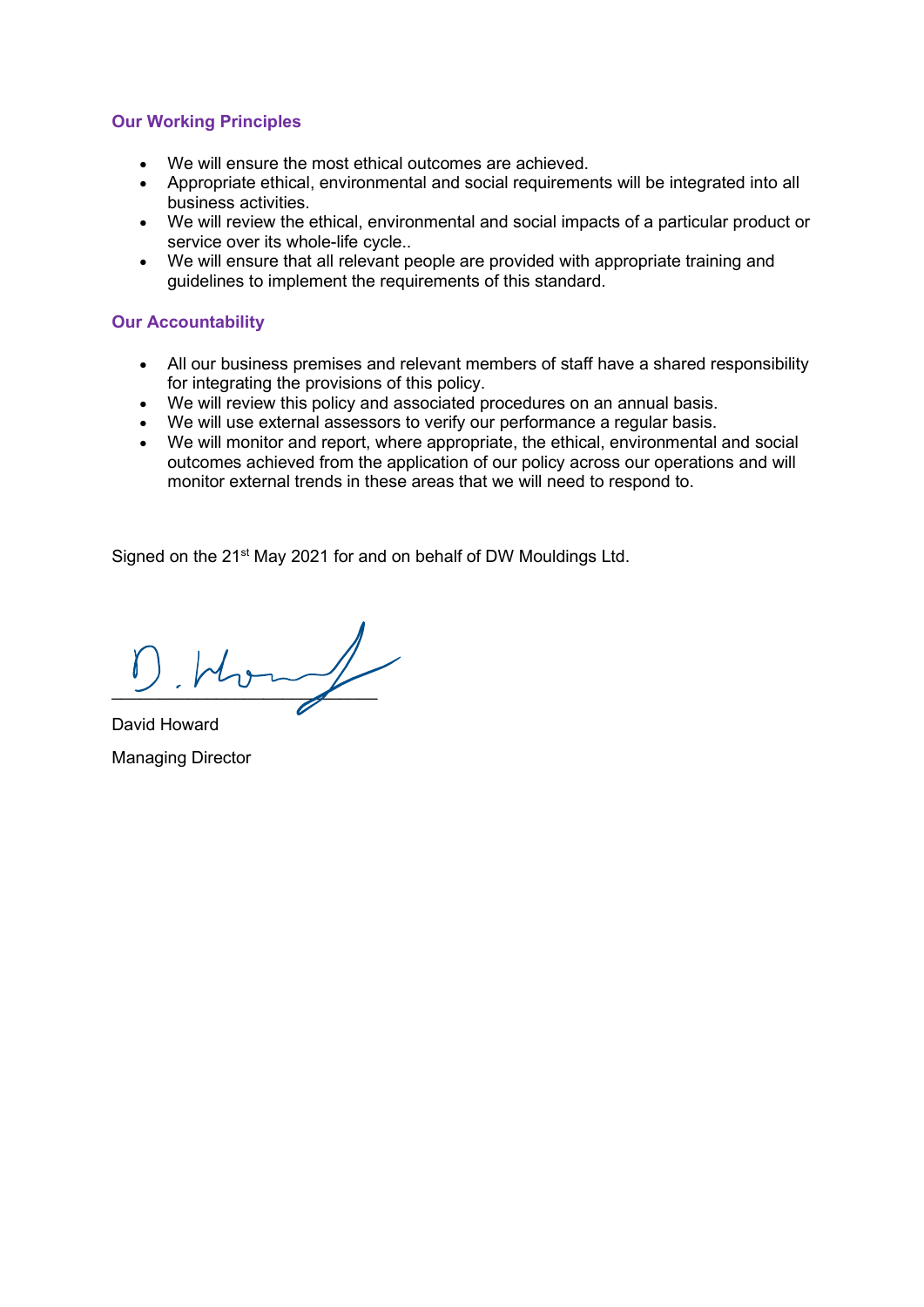## Our Working Principles

- We will ensure the most ethical outcomes are achieved.
- Appropriate ethical, environmental and social requirements will be integrated into all business activities.
- We will review the ethical, environmental and social impacts of a particular product or service over its whole-life cycle..
- We will ensure that all relevant people are provided with appropriate training and guidelines to implement the requirements of this standard.

## Our Accountability

- All our business premises and relevant members of staff have a shared responsibility for integrating the provisions of this policy.
- We will review this policy and associated procedures on an annual basis.
- We will use external assessors to verify our performance a regular basis.
- We will monitor and report, where appropriate, the ethical, environmental and social outcomes achieved from the application of our policy across our operations and will monitor external trends in these areas that we will need to respond to.

Signed on the 21st May 2021 for and on behalf of DW Mouldings Ltd.

\_\_\_\_\_\_\_\_\_\_\_\_\_\_\_\_\_\_\_\_\_\_\_\_\_\_\_\_

David Howard

Managing Director